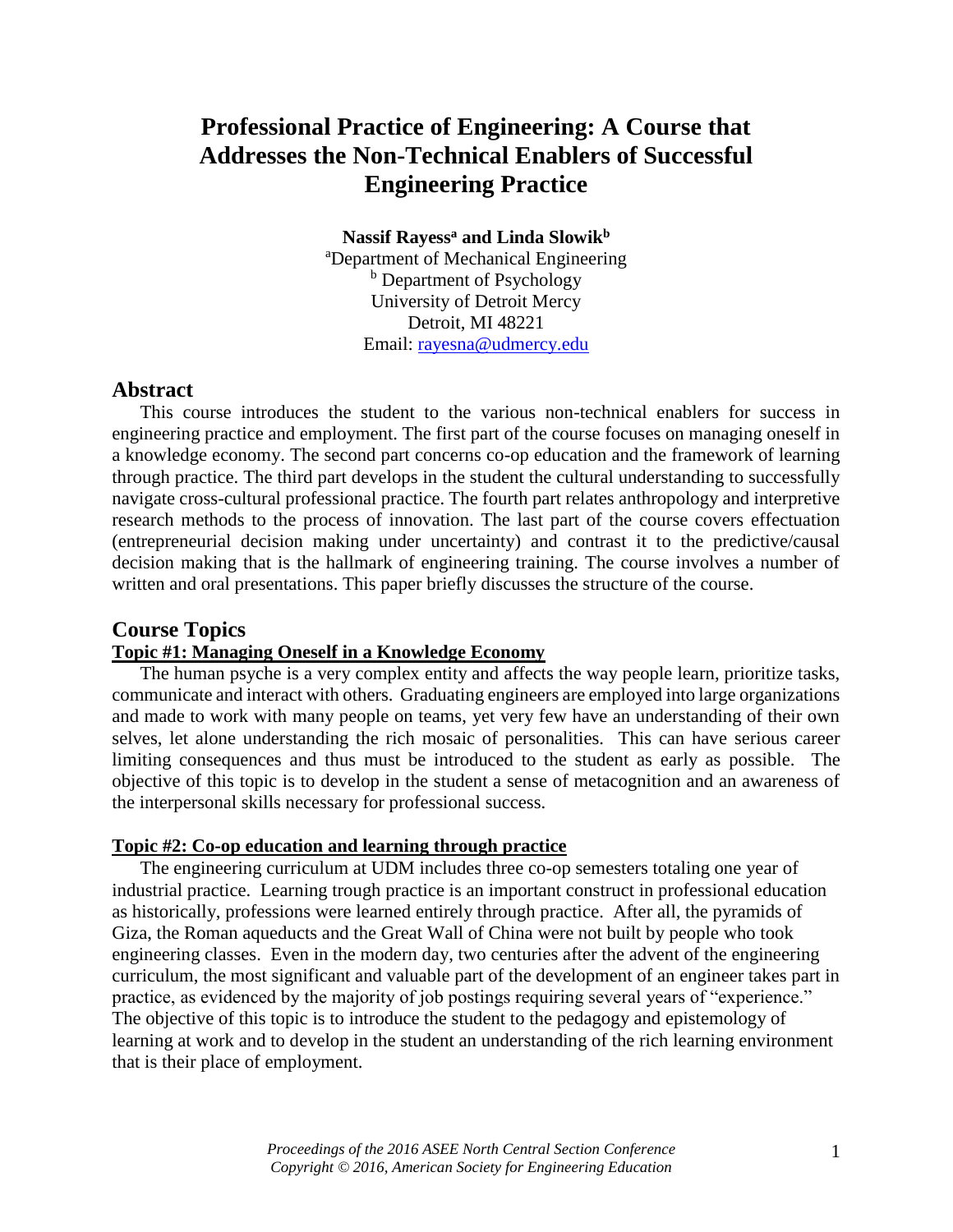# Professional Practice of Engineering: A Course that Addresses the Non-Technical Enablers of Successful Engineering Practice

**Nassif Rayess[a] and Linda Slowik[b]**

[a]Department of Mechanical Engineering
[b] Department of Psychology
University of Detroit Mercy
Detroit, MI 48221
Email: rayesna@udmercy.edu

## Abstract

This course introduces the student to the various non-technical enablers for success in engineering practice and employment. The first part of the course focuses on managing oneself in a knowledge economy. The second part concerns co-op education and the framework of learning through practice. The third part develops in the student the cultural understanding to successfully navigate cross-cultural professional practice. The fourth part relates anthropology and interpretive research methods to the process of innovation. The last part of the course covers effectuation (entrepreneurial decision making under uncertainty) and contrast it to the predictive/causal decision making that is the hallmark of engineering training. The course involves a number of written and oral presentations. This paper briefly discusses the structure of the course.

## Course Topics

### Topic #1: Managing Oneself in a Knowledge Economy

The human psyche is a very complex entity and affects the way people learn, prioritize tasks, communicate and interact with others. Graduating engineers are employed into large organizations and made to work with many people on teams, yet very few have an understanding of their own selves, let alone understanding the rich mosaic of personalities. This can have serious career limiting consequences and thus must be introduced to the student as early as possible. The objective of this topic is to develop in the student a sense of metacognition and an awareness of the interpersonal skills necessary for professional success.

### Topic #2: Co-op education and learning through practice

The engineering curriculum at UDM includes three co-op semesters totaling one year of industrial practice. Learning trough practice is an important construct in professional education as historically, professions were learned entirely through practice. After all, the pyramids of Giza, the Roman aqueducts and the Great Wall of China were not built by people who took engineering classes. Even in the modern day, two centuries after the advent of the engineering curriculum, the most significant and valuable part of the development of an engineer takes part in practice, as evidenced by the majority of job postings requiring several years of "experience." The objective of this topic is to introduce the student to the pedagogy and epistemology of learning at work and to develop in the student an understanding of the rich learning environment that is their place of employment.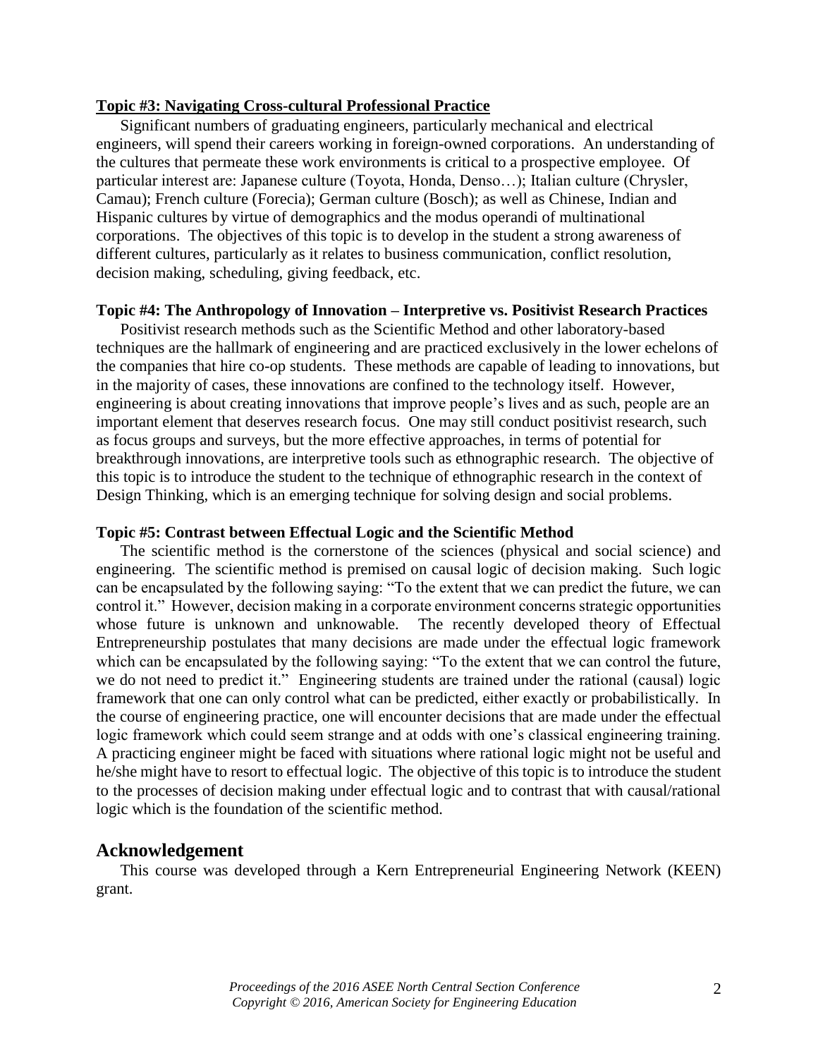**Topic #3: Navigating Cross-cultural Professional Practice**

Significant numbers of graduating engineers, particularly mechanical and electrical engineers, will spend their careers working in foreign-owned corporations. An understanding of the cultures that permeate these work environments is critical to a prospective employee. Of particular interest are: Japanese culture (Toyota, Honda, Denso…); Italian culture (Chrysler, Camau); French culture (Forecia); German culture (Bosch); as well as Chinese, Indian and Hispanic cultures by virtue of demographics and the modus operandi of multinational corporations. The objectives of this topic is to develop in the student a strong awareness of different cultures, particularly as it relates to business communication, conflict resolution, decision making, scheduling, giving feedback, etc.

**Topic #4: The Anthropology of Innovation – Interpretive vs. Positivist Research Practices**

Positivist research methods such as the Scientific Method and other laboratory-based techniques are the hallmark of engineering and are practiced exclusively in the lower echelons of the companies that hire co-op students. These methods are capable of leading to innovations, but in the majority of cases, these innovations are confined to the technology itself. However, engineering is about creating innovations that improve people's lives and as such, people are an important element that deserves research focus. One may still conduct positivist research, such as focus groups and surveys, but the more effective approaches, in terms of potential for breakthrough innovations, are interpretive tools such as ethnographic research. The objective of this topic is to introduce the student to the technique of ethnographic research in the context of Design Thinking, which is an emerging technique for solving design and social problems.

**Topic #5: Contrast between Effectual Logic and the Scientific Method**

The scientific method is the cornerstone of the sciences (physical and social science) and engineering. The scientific method is premised on causal logic of decision making. Such logic can be encapsulated by the following saying: "To the extent that we can predict the future, we can control it." However, decision making in a corporate environment concerns strategic opportunities whose future is unknown and unknowable. The recently developed theory of Effectual Entrepreneurship postulates that many decisions are made under the effectual logic framework which can be encapsulated by the following saying: "To the extent that we can control the future, we do not need to predict it." Engineering students are trained under the rational (causal) logic framework that one can only control what can be predicted, either exactly or probabilistically. In the course of engineering practice, one will encounter decisions that are made under the effectual logic framework which could seem strange and at odds with one's classical engineering training. A practicing engineer might be faced with situations where rational logic might not be useful and he/she might have to resort to effectual logic. The objective of this topic is to introduce the student to the processes of decision making under effectual logic and to contrast that with causal/rational logic which is the foundation of the scientific method.

## Acknowledgement

This course was developed through a Kern Entrepreneurial Engineering Network (KEEN) grant.